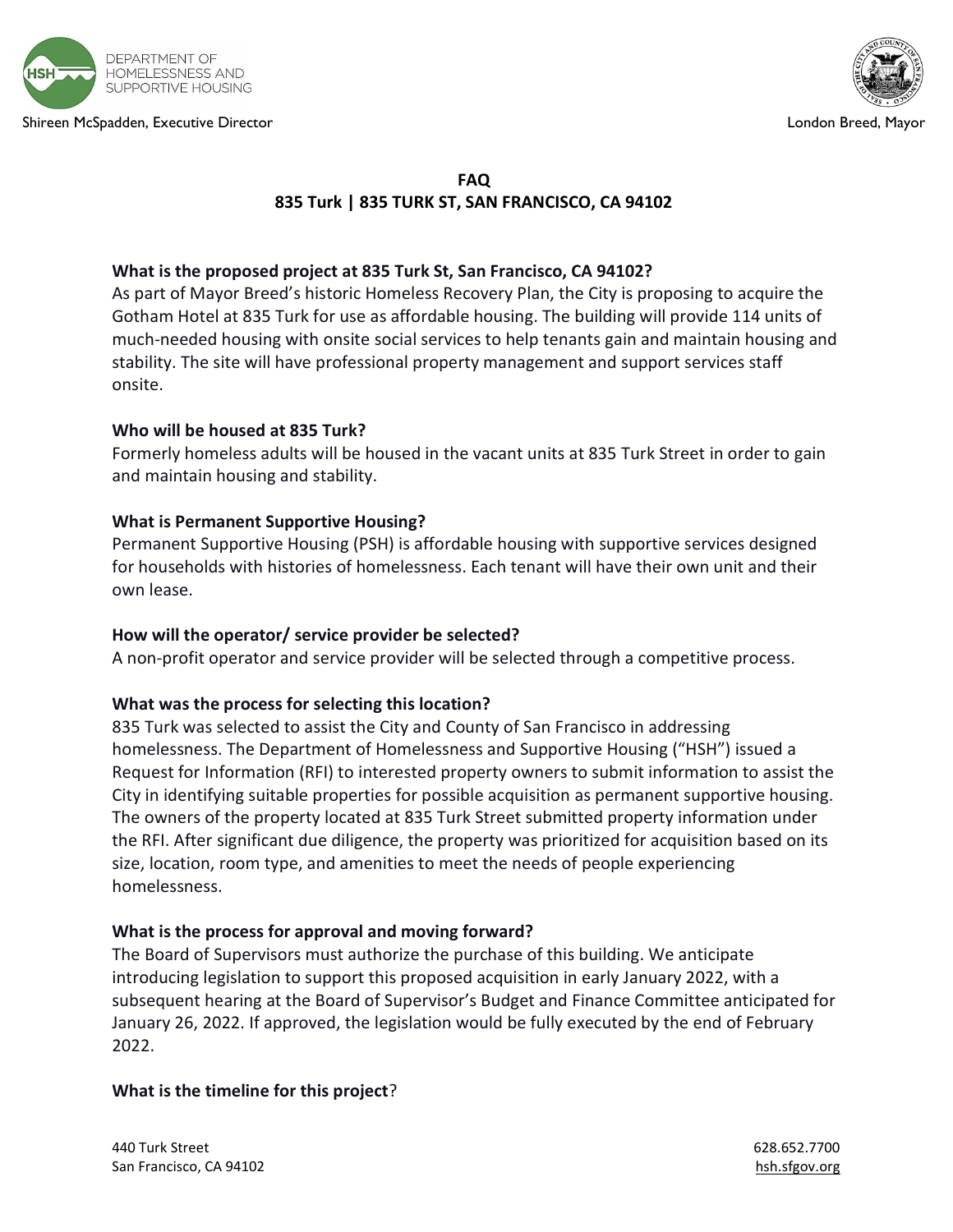DEPARTMENT OF HOMELESSNESS AND SUPPORTIVE HOUSING

Shireen McSpadden, Executive Director

London Breed, Mayor

## FAQ
## 835 Turk | 835 TURK ST, SAN FRANCISCO, CA 94102

**What is the proposed project at 835 Turk St, San Francisco, CA 94102?**

As part of Mayor Breed's historic Homeless Recovery Plan, the City is proposing to acquire the Gotham Hotel at 835 Turk for use as affordable housing. The building will provide 114 units of much-needed housing with onsite social services to help tenants gain and maintain housing and stability. The site will have professional property management and support services staff onsite.

**Who will be housed at 835 Turk?**

Formerly homeless adults will be housed in the vacant units at 835 Turk Street in order to gain and maintain housing and stability.

**What is Permanent Supportive Housing?**

Permanent Supportive Housing (PSH) is affordable housing with supportive services designed for households with histories of homelessness. Each tenant will have their own unit and their own lease.

**How will the operator/ service provider be selected?**

A non-profit operator and service provider will be selected through a competitive process.

**What was the process for selecting this location?**

835 Turk was selected to assist the City and County of San Francisco in addressing homelessness. The Department of Homelessness and Supportive Housing ("HSH") issued a Request for Information (RFI) to interested property owners to submit information to assist the City in identifying suitable properties for possible acquisition as permanent supportive housing. The owners of the property located at 835 Turk Street submitted property information under the RFI. After significant due diligence, the property was prioritized for acquisition based on its size, location, room type, and amenities to meet the needs of people experiencing homelessness.

**What is the process for approval and moving forward?**

The Board of Supervisors must authorize the purchase of this building. We anticipate introducing legislation to support this proposed acquisition in early January 2022, with a subsequent hearing at the Board of Supervisor's Budget and Finance Committee anticipated for January 26, 2022. If approved, the legislation would be fully executed by the end of February 2022.

**What is the timeline for this project**?

440 Turk Street
San Francisco, CA 94102

628.652.7700
hsh.sfgov.org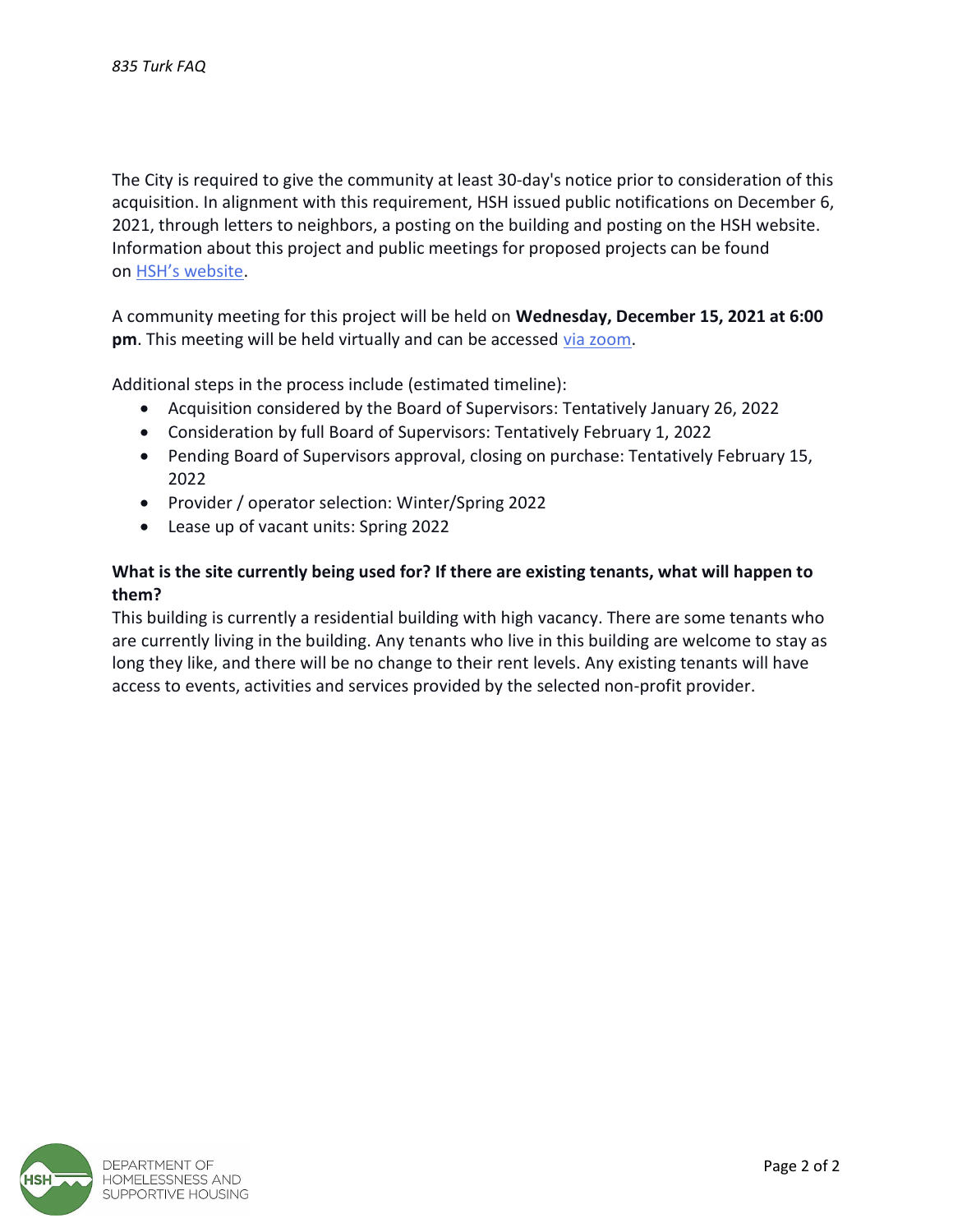The City is required to give the community at least 30-day's notice prior to consideration of this acquisition. In alignment with this requirement, HSH issued public notifications on December 6, 2021, through letters to neighbors, a posting on the building and posting on the HSH website. Information about this project and public meetings for proposed projects can be found on HSH's website.

A community meeting for this project will be held on **Wednesday, December 15, 2021 at 6:00 pm**. This meeting will be held virtually and can be accessed via zoom.

Additional steps in the process include (estimated timeline):

- Acquisition considered by the Board of Supervisors: Tentatively January 26, 2022
- Consideration by full Board of Supervisors: Tentatively February 1, 2022
- Pending Board of Supervisors approval, closing on purchase: Tentatively February 15, 2022
- Provider / operator selection: Winter/Spring 2022
- Lease up of vacant units: Spring 2022

**What is the site currently being used for? If there are existing tenants, what will happen to them?**

This building is currently a residential building with high vacancy. There are some tenants who are currently living in the building. Any tenants who live in this building are welcome to stay as long they like, and there will be no change to their rent levels. Any existing tenants will have access to events, activities and services provided by the selected non-profit provider.